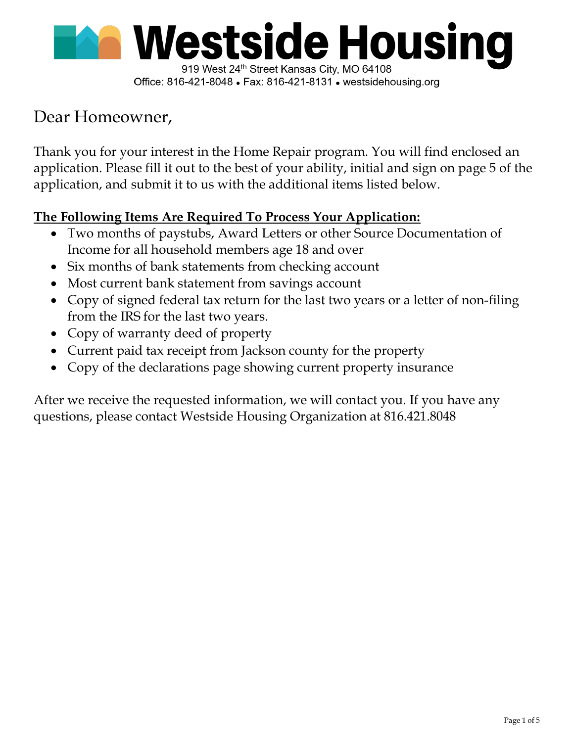# Westside Housing

919 West 24th Street Kansas City, MO 64108
Office: 816-421-8048 • Fax: 816-421-8131 • westsidehousing.org

Dear Homeowner,

Thank you for your interest in the Home Repair program. You will find enclosed an application. Please fill it out to the best of your ability, initial and sign on page 5 of the application, and submit it to us with the additional items listed below.

**The Following Items Are Required To Process Your Application:**

- Two months of paystubs, Award Letters or other Source Documentation of Income for all household members age 18 and over
- Six months of bank statements from checking account
- Most current bank statement from savings account
- Copy of signed federal tax return for the last two years or a letter of non-filing from the IRS for the last two years.
- Copy of warranty deed of property
- Current paid tax receipt from Jackson county for the property
- Copy of the declarations page showing current property insurance

After we receive the requested information, we will contact you. If you have any questions, please contact Westside Housing Organization at 816.421.8048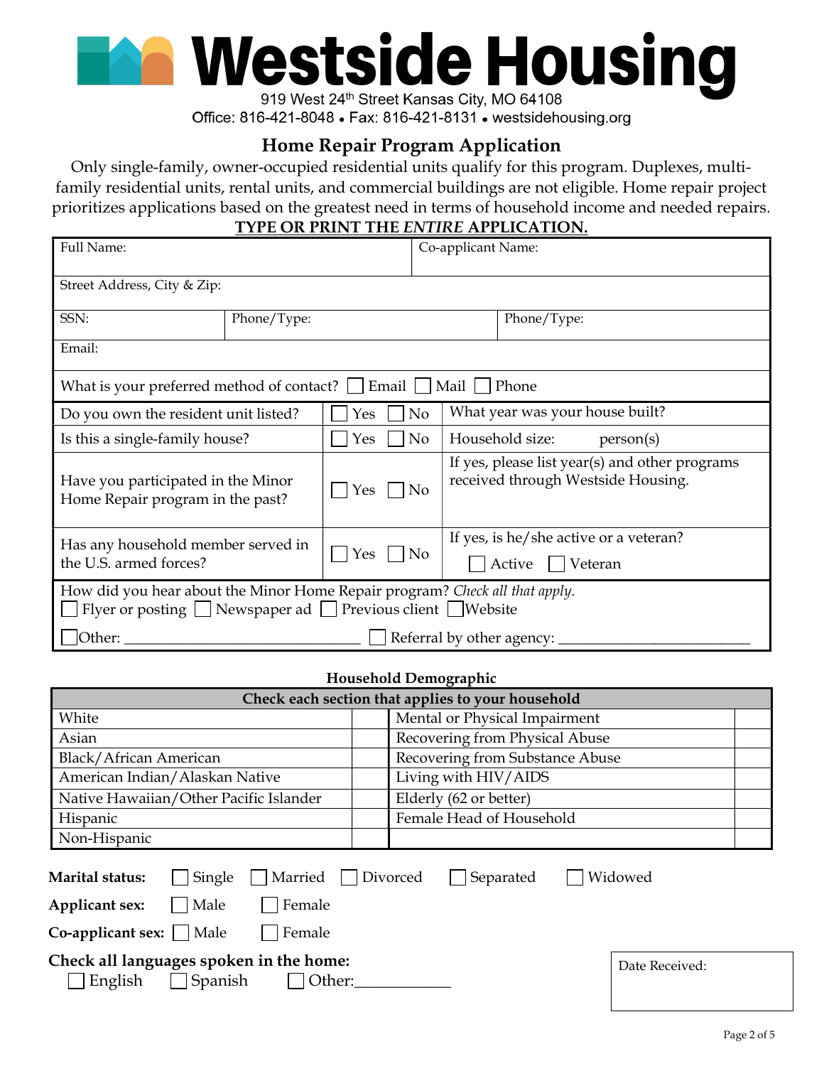# Westside Housing

919 West 24th Street Kansas City, MO 64108
Office: 816-421-8048 • Fax: 816-421-8131 • westsidehousing.org

## Home Repair Program Application

Only single-family, owner-occupied residential units qualify for this program. Duplexes, multi-family residential units, rental units, and commercial buildings are not eligible. Home repair project prioritizes applications based on the greatest need in terms of household income and needed repairs.

**TYPE OR PRINT THE *ENTIRE* APPLICATION.**

| Full Name: | | Co-applicant Name: |
|---|---|---|
| Street Address, City & Zip: | | |
| SSN: | Phone/Type: | Phone/Type: |
| Email: | | |

What is your preferred method of contact? ☐ Email ☐ Mail ☐ Phone

| | | |
|---|---|---|
| Do you own the resident unit listed? | ☐ Yes ☐ No | What year was your house built? |
| Is this a single-family house? | ☐ Yes ☐ No | Household size: person(s) |
| Have you participated in the Minor Home Repair program in the past? | ☐ Yes ☐ No | If yes, please list year(s) and other programs received through Westside Housing. |
| Has any household member served in the U.S. armed forces? | ☐ Yes ☐ No | If yes, is he/she active or a veteran? ☐ Active ☐ Veteran |

How did you hear about the Minor Home Repair program? *Check all that apply.*
☐ Flyer or posting ☐ Newspaper ad ☐ Previous client ☐ Website
☐ Other: _______________________________ ☐ Referral by other agency: _________________________

### Household Demographic

| Check each section that applies to your household | | | |
|---|---|---|---|
| White | | Mental or Physical Impairment | |
| Asian | | Recovering from Physical Abuse | |
| Black/African American | | Recovering from Substance Abuse | |
| American Indian/Alaskan Native | | Living with HIV/AIDS | |
| Native Hawaiian/Other Pacific Islander | | Elderly (62 or better) | |
| Hispanic | | Female Head of Household | |
| Non-Hispanic | | | |

**Marital status:** ☐ Single ☐ Married ☐ Divorced ☐ Separated ☐ Widowed

**Applicant sex:** ☐ Male ☐ Female

**Co-applicant sex:** ☐ Male ☐ Female

**Check all languages spoken in the home:**
☐ English ☐ Spanish ☐ Other:____________

Date Received: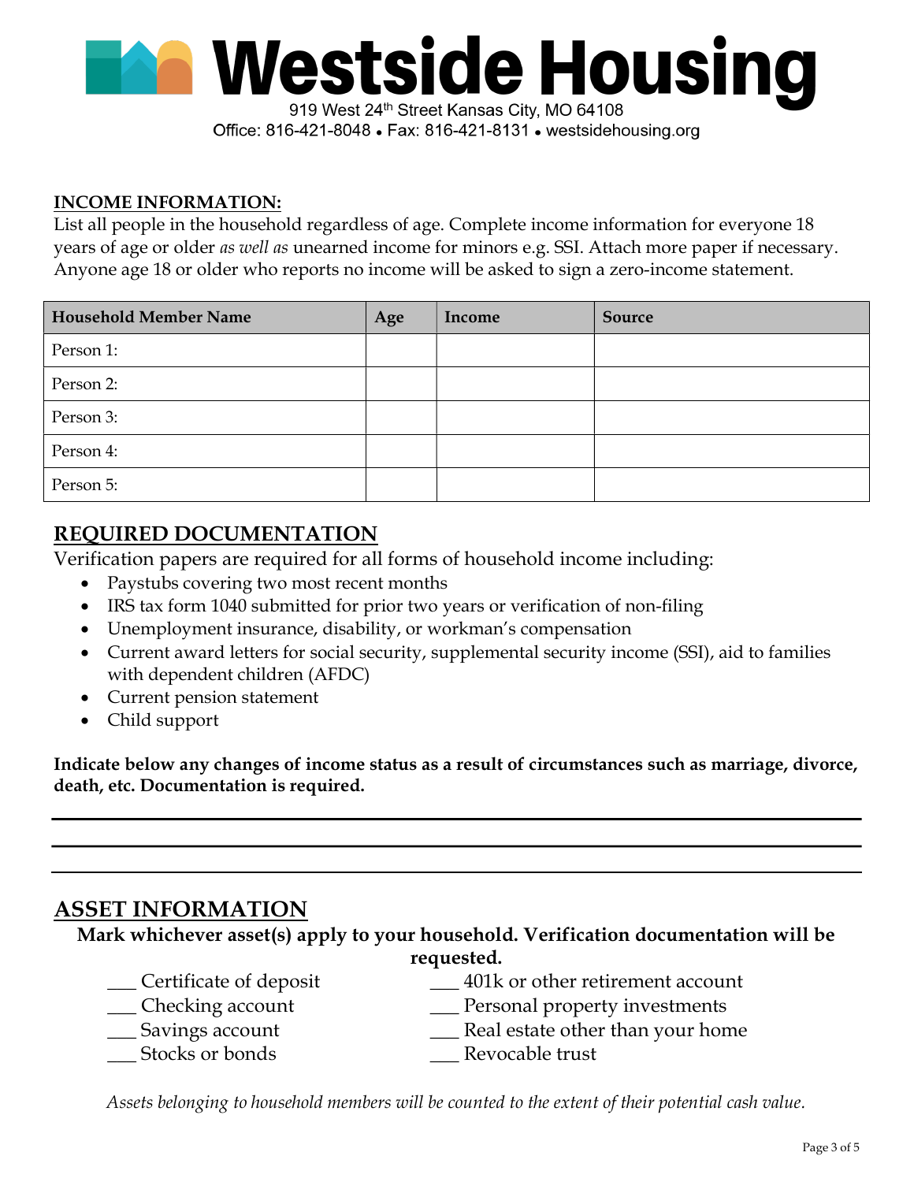# Westside Housing

919 West 24th Street Kansas City, MO 64108

Office: 816-421-8048 • Fax: 816-421-8131 • westsidehousing.org

**INCOME INFORMATION:**

List all people in the household regardless of age. Complete income information for everyone 18 years of age or older *as well as* unearned income for minors e.g. SSI. Attach more paper if necessary. Anyone age 18 or older who reports no income will be asked to sign a zero-income statement.

| Household Member Name | Age | Income | Source |
|---|---|---|---|
| Person 1: | | | |
| Person 2: | | | |
| Person 3: | | | |
| Person 4: | | | |
| Person 5: | | | |

## REQUIRED DOCUMENTATION

Verification papers are required for all forms of household income including:

- Paystubs covering two most recent months
- IRS tax form 1040 submitted for prior two years or verification of non-filing
- Unemployment insurance, disability, or workman's compensation
- Current award letters for social security, supplemental security income (SSI), aid to families with dependent children (AFDC)
- Current pension statement
- Child support

**Indicate below any changes of income status as a result of circumstances such as marriage, divorce, death, etc. Documentation is required.**

______________________________________________________________________

______________________________________________________________________

______________________________________________________________________

## ASSET INFORMATION

**Mark whichever asset(s) apply to your household. Verification documentation will be requested.**

___ Certificate of deposit

___ Checking account

___ Savings account

___ Stocks or bonds

___ 401k or other retirement account

___ Personal property investments

___ Real estate other than your home

___ Revocable trust

*Assets belonging to household members will be counted to the extent of their potential cash value.*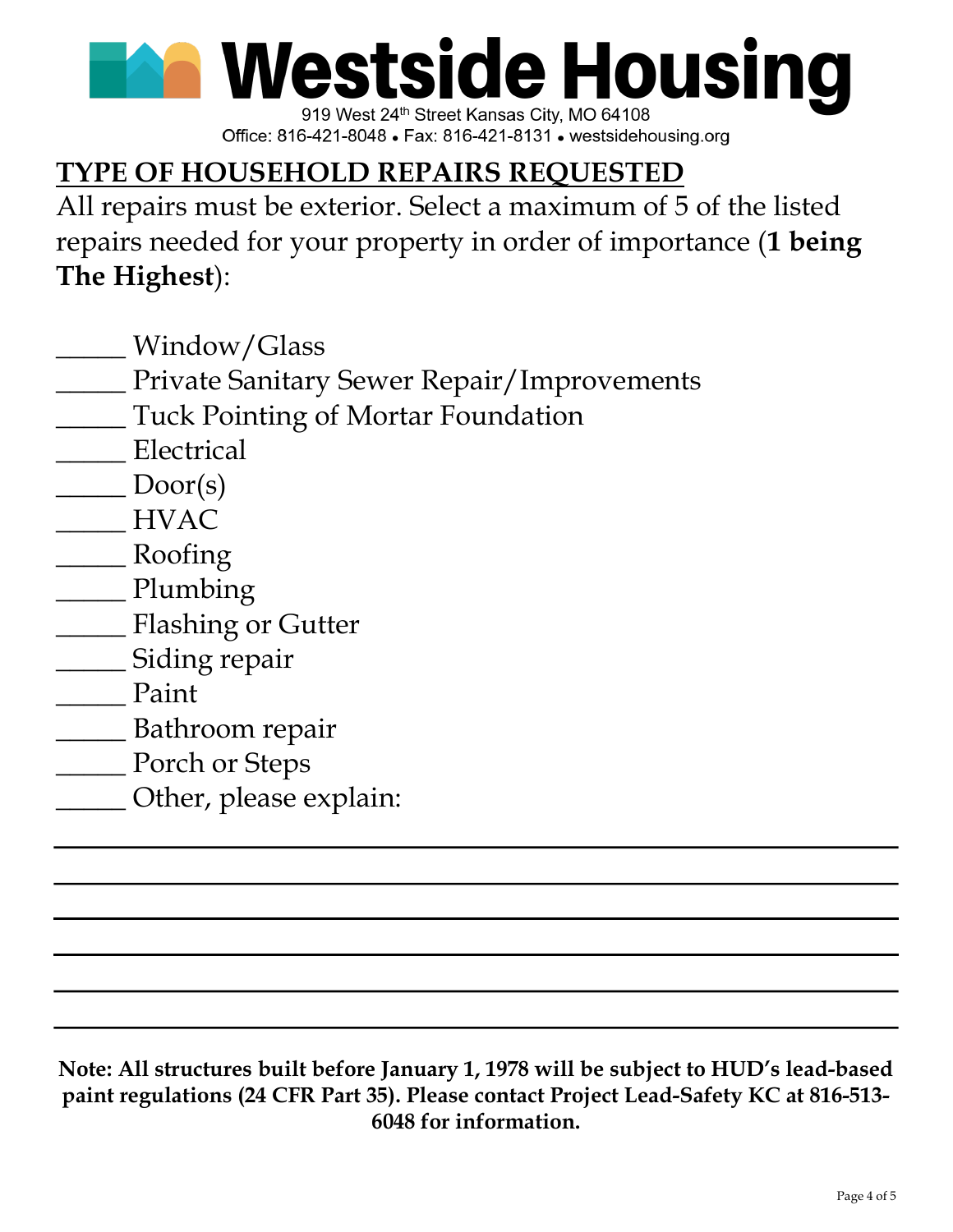# Westside Housing

919 West 24th Street Kansas City, MO 64108
Office: 816-421-8048 • Fax: 816-421-8131 • westsidehousing.org

## TYPE OF HOUSEHOLD REPAIRS REQUESTED

All repairs must be exterior. Select a maximum of 5 of the listed repairs needed for your property in order of importance (**1 being The Highest**):

_____ Window/Glass
_____ Private Sanitary Sewer Repair/Improvements
_____ Tuck Pointing of Mortar Foundation
_____ Electrical
_____ Door(s)
_____ HVAC
_____ Roofing
_____ Plumbing
_____ Flashing or Gutter
_____ Siding repair
_____ Paint
_____ Bathroom repair
_____ Porch or Steps
_____ Other, please explain:

______________________________________________________________________

______________________________________________________________________

______________________________________________________________________

______________________________________________________________________

______________________________________________________________________

______________________________________________________________________

**Note: All structures built before January 1, 1978 will be subject to HUD's lead-based paint regulations (24 CFR Part 35). Please contact Project Lead-Safety KC at 816-513-6048 for information.**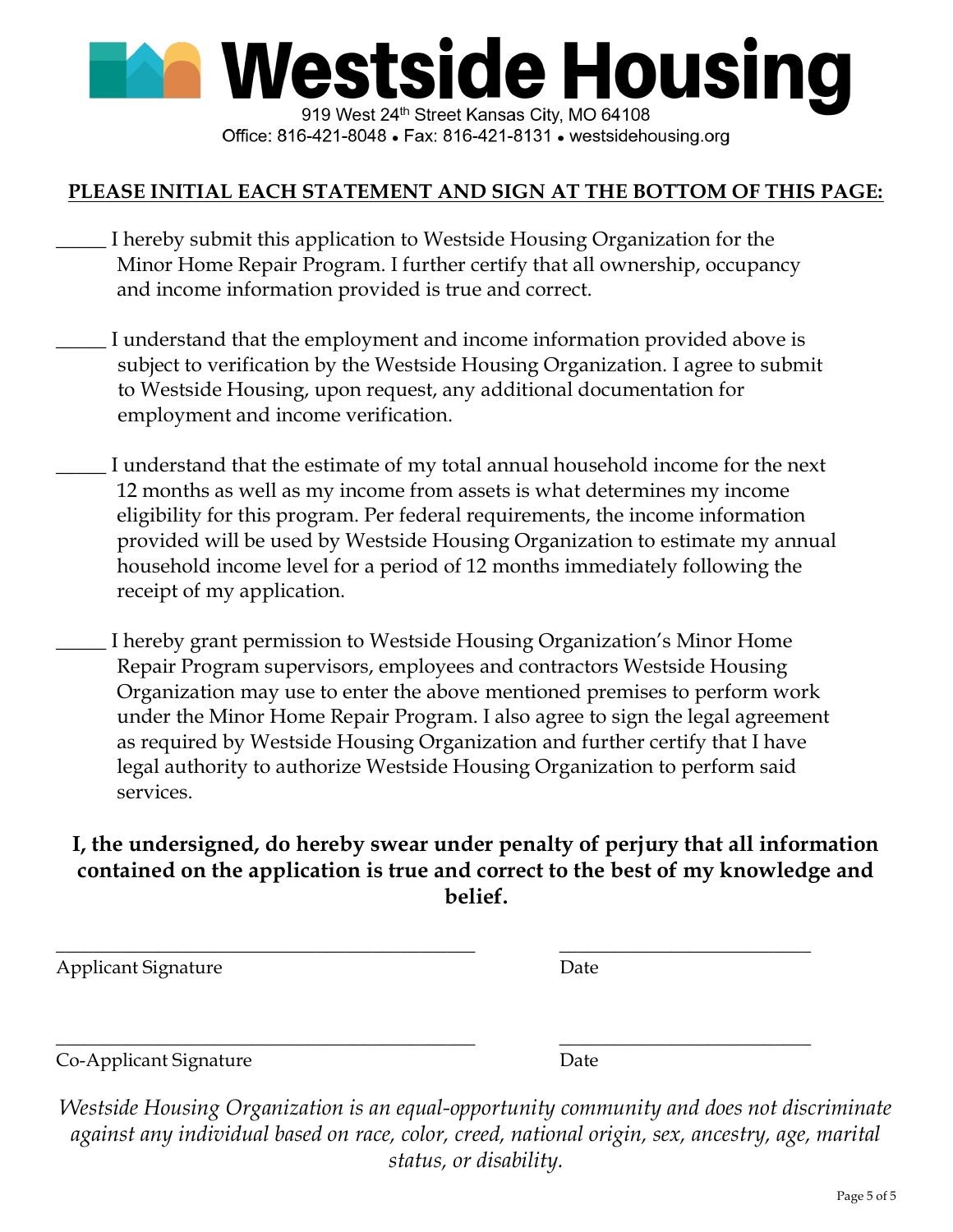# Westside Housing

919 West 24th Street Kansas City, MO 64108
Office: 816-421-8048 • Fax: 816-421-8131 • westsidehousing.org

**PLEASE INITIAL EACH STATEMENT AND SIGN AT THE BOTTOM OF THIS PAGE:**

_____ I hereby submit this application to Westside Housing Organization for the Minor Home Repair Program. I further certify that all ownership, occupancy and income information provided is true and correct.

_____ I understand that the employment and income information provided above is subject to verification by the Westside Housing Organization. I agree to submit to Westside Housing, upon request, any additional documentation for employment and income verification.

_____ I understand that the estimate of my total annual household income for the next 12 months as well as my income from assets is what determines my income eligibility for this program. Per federal requirements, the income information provided will be used by Westside Housing Organization to estimate my annual household income level for a period of 12 months immediately following the receipt of my application.

_____ I hereby grant permission to Westside Housing Organization's Minor Home Repair Program supervisors, employees and contractors Westside Housing Organization may use to enter the above mentioned premises to perform work under the Minor Home Repair Program. I also agree to sign the legal agreement as required by Westside Housing Organization and further certify that I have legal authority to authorize Westside Housing Organization to perform said services.

**I, the undersigned, do hereby swear under penalty of perjury that all information contained on the application is true and correct to the best of my knowledge and belief.**

_____________________________________________ _____________________________
Applicant Signature Date

_____________________________________________ _____________________________
Co-Applicant Signature Date

*Westside Housing Organization is an equal-opportunity community and does not discriminate against any individual based on race, color, creed, national origin, sex, ancestry, age, marital status, or disability.*